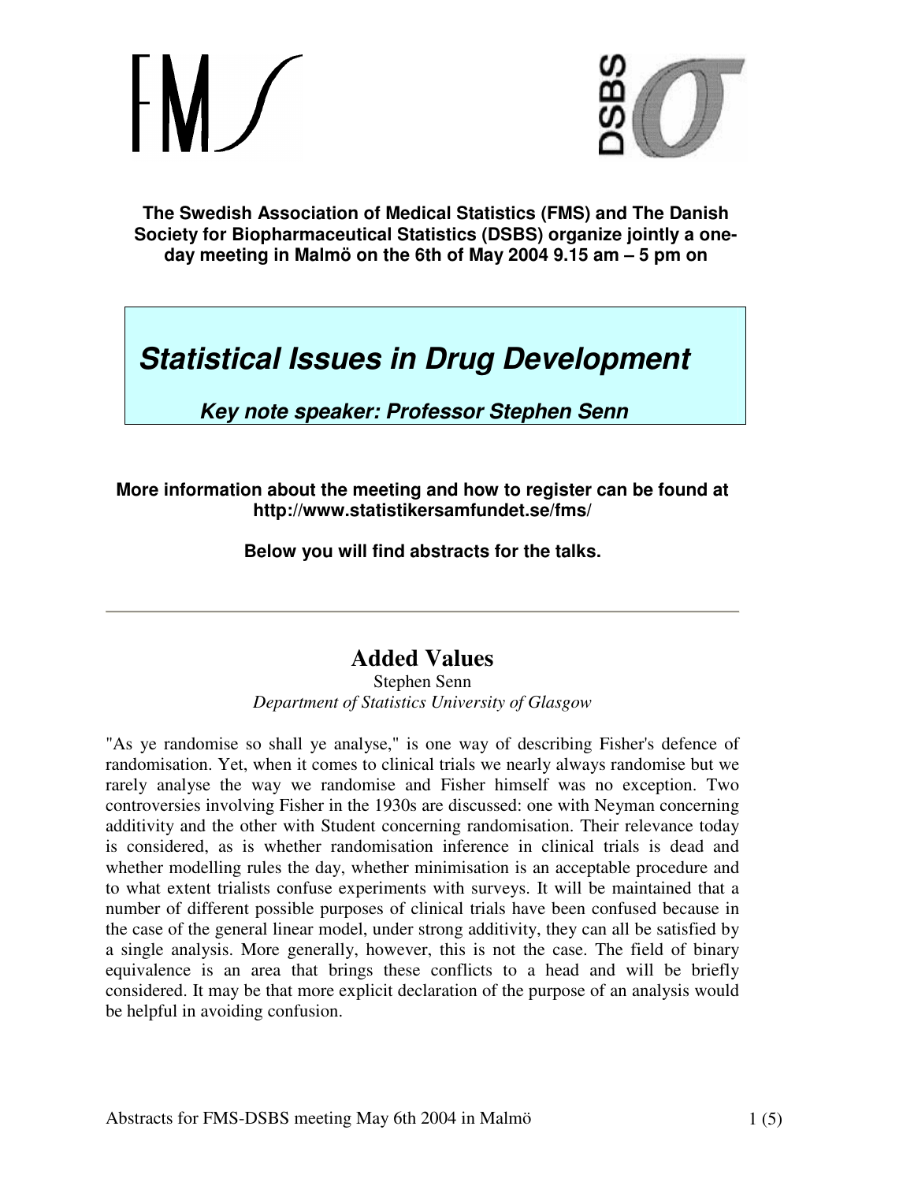**The Swedish Association of Medical Statistics (FMS) and The Danish Society for Biopharmaceutical Statistics (DSBS) organize jointly a one-day meeting in Malmö on the 6th of May 2004 9.15 am – 5 pm on**

# *Statistical Issues in Drug Development*

***Key note speaker: Professor Stephen Senn***

**More information about the meeting and how to register can be found at http://www.statistikersamfundet.se/fms/**

**Below you will find abstracts for the talks.**

---

## Added Values

Stephen Senn
*Department of Statistics University of Glasgow*

"As ye randomise so shall ye analyse," is one way of describing Fisher's defence of randomisation. Yet, when it comes to clinical trials we nearly always randomise but we rarely analyse the way we randomise and Fisher himself was no exception. Two controversies involving Fisher in the 1930s are discussed: one with Neyman concerning additivity and the other with Student concerning randomisation. Their relevance today is considered, as is whether randomisation inference in clinical trials is dead and whether modelling rules the day, whether minimisation is an acceptable procedure and to what extent trialists confuse experiments with surveys. It will be maintained that a number of different possible purposes of clinical trials have been confused because in the case of the general linear model, under strong additivity, they can all be satisfied by a single analysis. More generally, however, this is not the case. The field of binary equivalence is an area that brings these conflicts to a head and will be briefly considered. It may be that more explicit declaration of the purpose of an analysis would be helpful in avoiding confusion.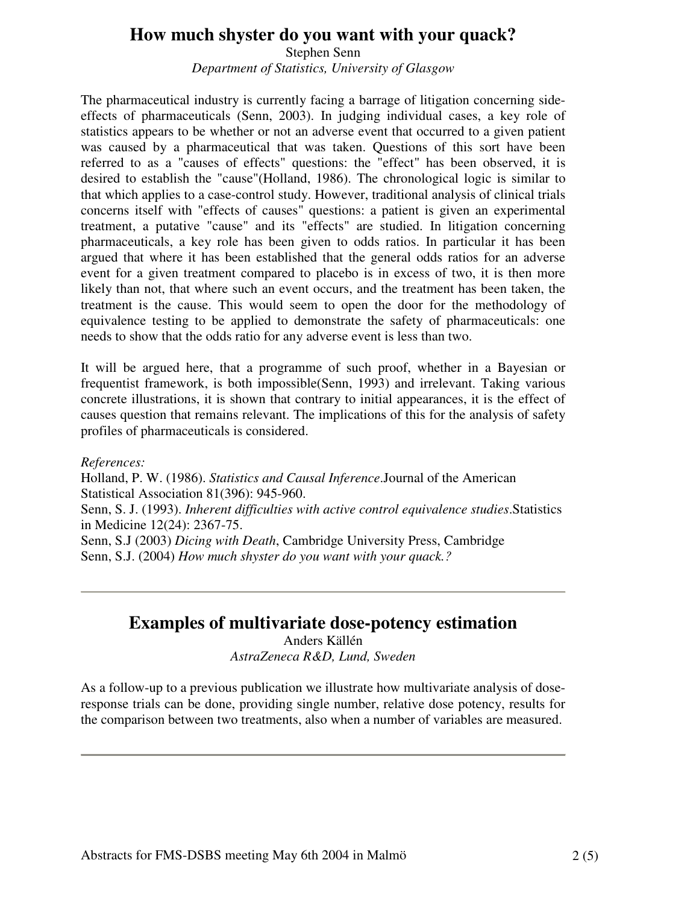## How much shyster do you want with your quack?

Stephen Senn

*Department of Statistics, University of Glasgow*

The pharmaceutical industry is currently facing a barrage of litigation concerning side-effects of pharmaceuticals (Senn, 2003). In judging individual cases, a key role of statistics appears to be whether or not an adverse event that occurred to a given patient was caused by a pharmaceutical that was taken. Questions of this sort have been referred to as a "causes of effects" questions: the "effect" has been observed, it is desired to establish the "cause"(Holland, 1986). The chronological logic is similar to that which applies to a case-control study. However, traditional analysis of clinical trials concerns itself with "effects of causes" questions: a patient is given an experimental treatment, a putative "cause" and its "effects" are studied. In litigation concerning pharmaceuticals, a key role has been given to odds ratios. In particular it has been argued that where it has been established that the general odds ratios for an adverse event for a given treatment compared to placebo is in excess of two, it is then more likely than not, that where such an event occurs, and the treatment has been taken, the treatment is the cause. This would seem to open the door for the methodology of equivalence testing to be applied to demonstrate the safety of pharmaceuticals: one needs to show that the odds ratio for any adverse event is less than two.

It will be argued here, that a programme of such proof, whether in a Bayesian or frequentist framework, is both impossible(Senn, 1993) and irrelevant. Taking various concrete illustrations, it is shown that contrary to initial appearances, it is the effect of causes question that remains relevant. The implications of this for the analysis of safety profiles of pharmaceuticals is considered.

*References:*

Holland, P. W. (1986). *Statistics and Causal Inference*.Journal of the American Statistical Association 81(396): 945-960.

Senn, S. J. (1993). *Inherent difficulties with active control equivalence studies*.Statistics in Medicine 12(24): 2367-75.

Senn, S.J (2003) *Dicing with Death*, Cambridge University Press, Cambridge

Senn, S.J. (2004) *How much shyster do you want with your quack.?*

---

## Examples of multivariate dose-potency estimation

Anders Källén

*AstraZeneca R&D, Lund, Sweden*

As a follow-up to a previous publication we illustrate how multivariate analysis of dose-response trials can be done, providing single number, relative dose potency, results for the comparison between two treatments, also when a number of variables are measured.

---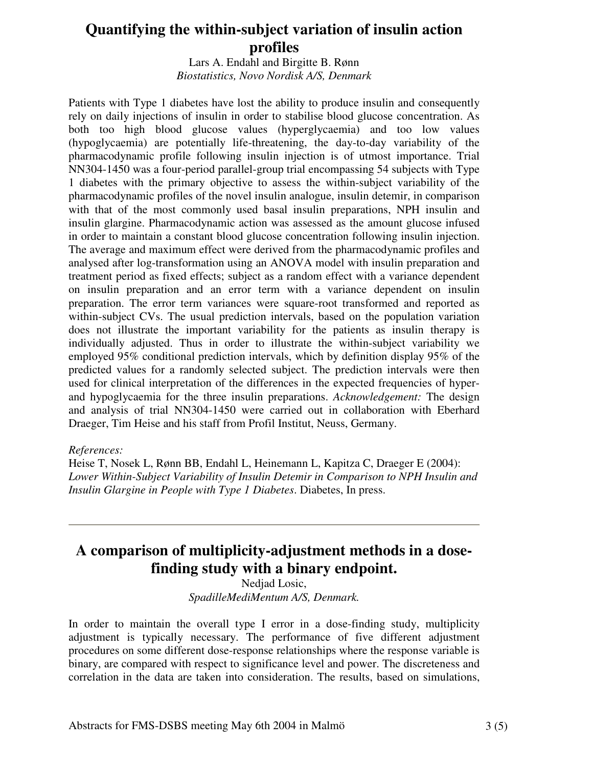## Quantifying the within-subject variation of insulin action profiles

Lars A. Endahl and Birgitte B. Rønn
*Biostatistics, Novo Nordisk A/S, Denmark*

Patients with Type 1 diabetes have lost the ability to produce insulin and consequently rely on daily injections of insulin in order to stabilise blood glucose concentration. As both too high blood glucose values (hyperglycaemia) and too low values (hypoglycaemia) are potentially life-threatening, the day-to-day variability of the pharmacodynamic profile following insulin injection is of utmost importance. Trial NN304-1450 was a four-period parallel-group trial encompassing 54 subjects with Type 1 diabetes with the primary objective to assess the within-subject variability of the pharmacodynamic profiles of the novel insulin analogue, insulin detemir, in comparison with that of the most commonly used basal insulin preparations, NPH insulin and insulin glargine. Pharmacodynamic action was assessed as the amount glucose infused in order to maintain a constant blood glucose concentration following insulin injection. The average and maximum effect were derived from the pharmacodynamic profiles and analysed after log-transformation using an ANOVA model with insulin preparation and treatment period as fixed effects; subject as a random effect with a variance dependent on insulin preparation and an error term with a variance dependent on insulin preparation. The error term variances were square-root transformed and reported as within-subject CVs. The usual prediction intervals, based on the population variation does not illustrate the important variability for the patients as insulin therapy is individually adjusted. Thus in order to illustrate the within-subject variability we employed 95% conditional prediction intervals, which by definition display 95% of the predicted values for a randomly selected subject. The prediction intervals were then used for clinical interpretation of the differences in the expected frequencies of hyper- and hypoglycaemia for the three insulin preparations. *Acknowledgement:* The design and analysis of trial NN304-1450 were carried out in collaboration with Eberhard Draeger, Tim Heise and his staff from Profil Institut, Neuss, Germany.

*References:*

Heise T, Nosek L, Rønn BB, Endahl L, Heinemann L, Kapitza C, Draeger E (2004): *Lower Within-Subject Variability of Insulin Detemir in Comparison to NPH Insulin and Insulin Glargine in People with Type 1 Diabetes*. Diabetes, In press.

---

## A comparison of multiplicity-adjustment methods in a dose-finding study with a binary endpoint.

Nedjad Losic,
*SpadilleMediMentum A/S, Denmark.*

In order to maintain the overall type I error in a dose-finding study, multiplicity adjustment is typically necessary. The performance of five different adjustment procedures on some different dose-response relationships where the response variable is binary, are compared with respect to significance level and power. The discreteness and correlation in the data are taken into consideration. The results, based on simulations,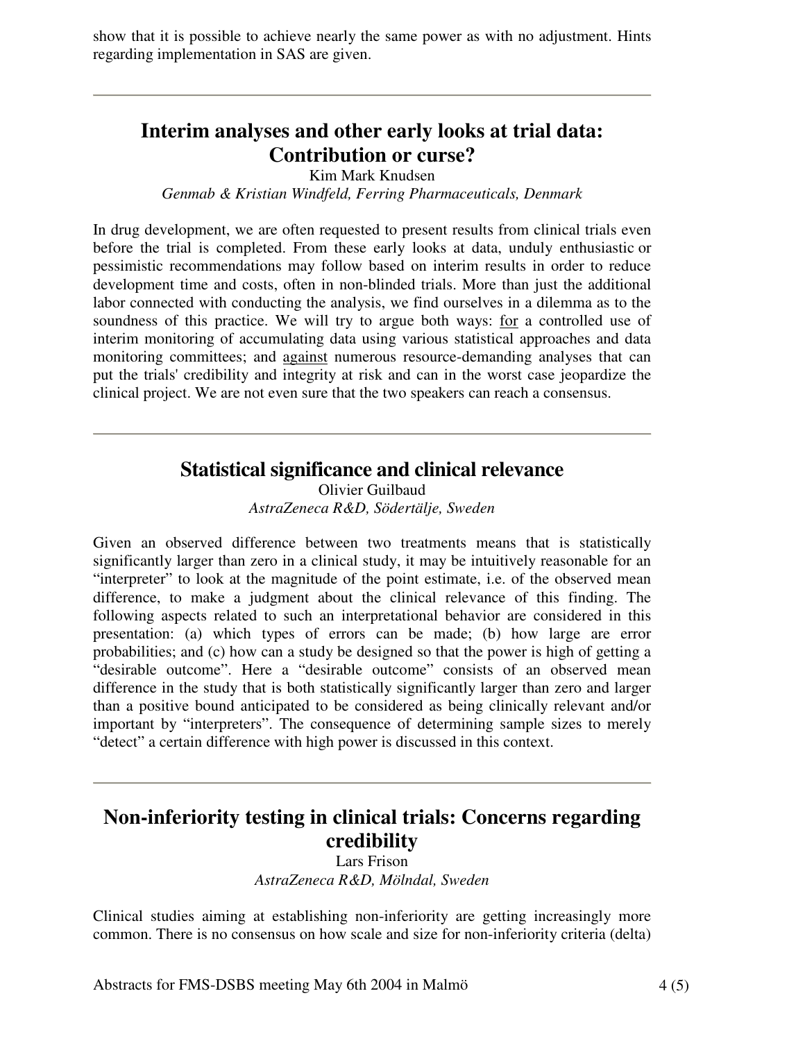show that it is possible to achieve nearly the same power as with no adjustment. Hints regarding implementation in SAS are given.

---

## Interim analyses and other early looks at trial data: Contribution or curse?

Kim Mark Knudsen

*Genmab & Kristian Windfeld, Ferring Pharmaceuticals, Denmark*

In drug development, we are often requested to present results from clinical trials even before the trial is completed. From these early looks at data, unduly enthusiastic or pessimistic recommendations may follow based on interim results in order to reduce development time and costs, often in non-blinded trials. More than just the additional labor connected with conducting the analysis, we find ourselves in a dilemma as to the soundness of this practice. We will try to argue both ways: <u>for</u> a controlled use of interim monitoring of accumulating data using various statistical approaches and data monitoring committees; and <u>against</u> numerous resource-demanding analyses that can put the trials' credibility and integrity at risk and can in the worst case jeopardize the clinical project. We are not even sure that the two speakers can reach a consensus.

---

## Statistical significance and clinical relevance

Olivier Guilbaud

*AstraZeneca R&D, Södertälje, Sweden*

Given an observed difference between two treatments means that is statistically significantly larger than zero in a clinical study, it may be intuitively reasonable for an "interpreter" to look at the magnitude of the point estimate, i.e. of the observed mean difference, to make a judgment about the clinical relevance of this finding. The following aspects related to such an interpretational behavior are considered in this presentation: (a) which types of errors can be made; (b) how large are error probabilities; and (c) how can a study be designed so that the power is high of getting a "desirable outcome". Here a "desirable outcome" consists of an observed mean difference in the study that is both statistically significantly larger than zero and larger than a positive bound anticipated to be considered as being clinically relevant and/or important by "interpreters". The consequence of determining sample sizes to merely "detect" a certain difference with high power is discussed in this context.

---

## Non-inferiority testing in clinical trials: Concerns regarding credibility

Lars Frison

*AstraZeneca R&D, Mölndal, Sweden*

Clinical studies aiming at establishing non-inferiority are getting increasingly more common. There is no consensus on how scale and size for non-inferiority criteria (delta)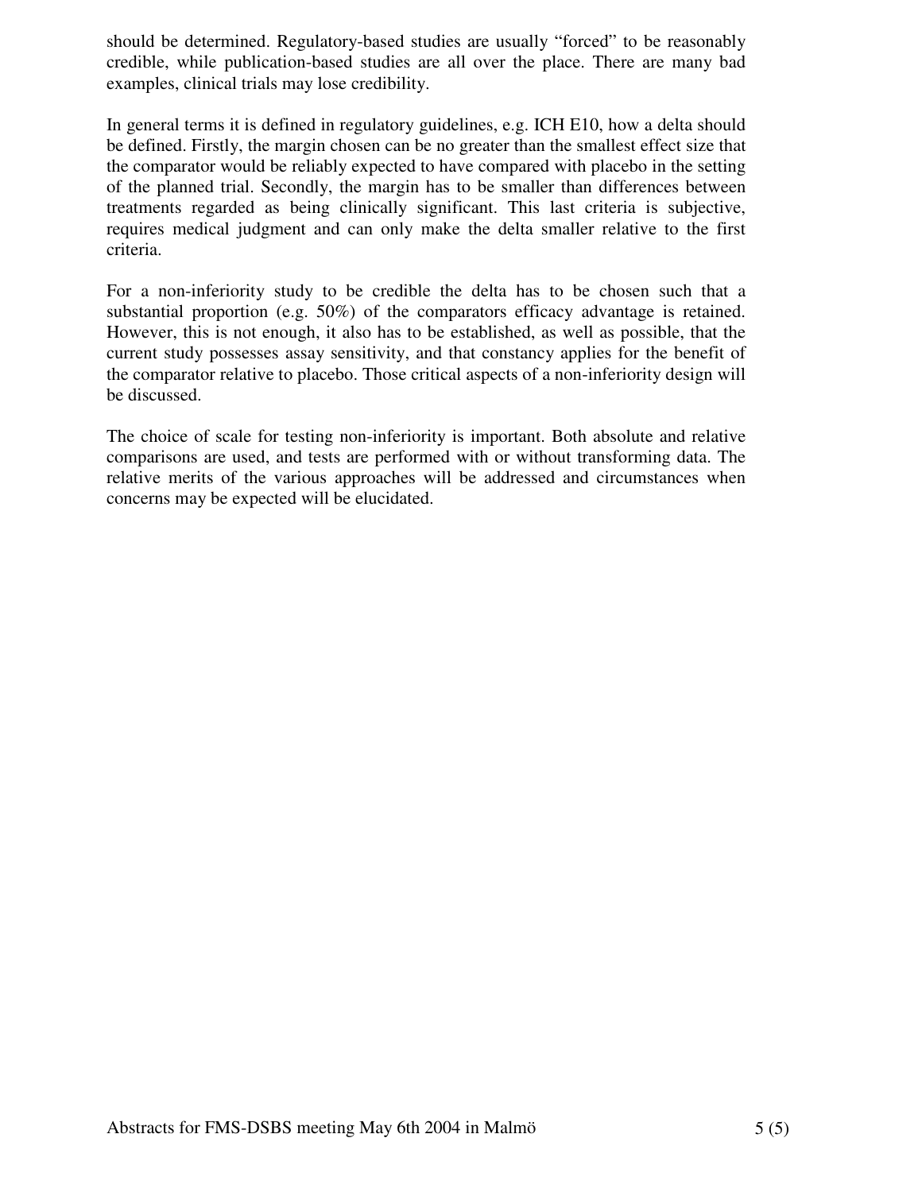should be determined. Regulatory-based studies are usually "forced" to be reasonably credible, while publication-based studies are all over the place. There are many bad examples, clinical trials may lose credibility.

In general terms it is defined in regulatory guidelines, e.g. ICH E10, how a delta should be defined. Firstly, the margin chosen can be no greater than the smallest effect size that the comparator would be reliably expected to have compared with placebo in the setting of the planned trial. Secondly, the margin has to be smaller than differences between treatments regarded as being clinically significant. This last criteria is subjective, requires medical judgment and can only make the delta smaller relative to the first criteria.

For a non-inferiority study to be credible the delta has to be chosen such that a substantial proportion (e.g. 50%) of the comparators efficacy advantage is retained. However, this is not enough, it also has to be established, as well as possible, that the current study possesses assay sensitivity, and that constancy applies for the benefit of the comparator relative to placebo. Those critical aspects of a non-inferiority design will be discussed.

The choice of scale for testing non-inferiority is important. Both absolute and relative comparisons are used, and tests are performed with or without transforming data. The relative merits of the various approaches will be addressed and circumstances when concerns may be expected will be elucidated.